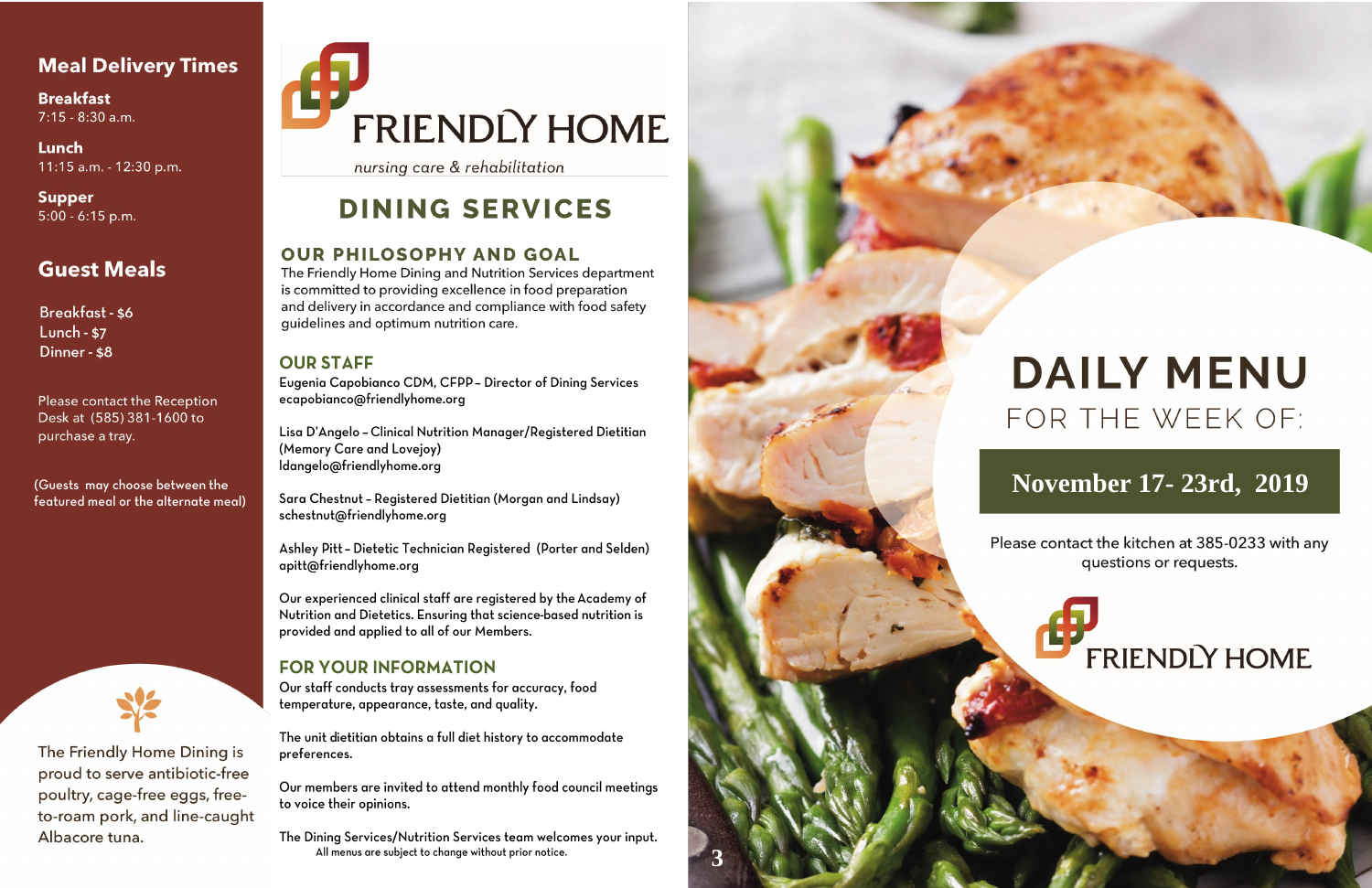## Meal Delivery Times

**Breakfast**
7:15 - 8:30 a.m.

**Lunch**
11:15 a.m. - 12:30 p.m.

**Supper**
5:00 - 6:15 p.m.

## Guest Meals

Breakfast - $6
Lunch - $7
Dinner - $8

Please contact the Reception Desk at (585) 381-1600 to purchase a tray.

(Guests may choose between the featured meal or the alternate meal)

The Friendly Home Dining is proud to serve antibiotic-free poultry, cage-free eggs, free-to-roam pork, and line-caught Albacore tuna.

# FRIENDLY HOME

*nursing care & rehabilitation*

# DINING SERVICES

## OUR PHILOSOPHY AND GOAL

The Friendly Home Dining and Nutrition Services department is committed to providing excellence in food preparation and delivery in accordance and compliance with food safety guidelines and optimum nutrition care.

## OUR STAFF

Eugenia Capobianco CDM, CFPP – Director of Dining Services
ecapobianco@friendlyhome.org

Lisa D'Angelo – Clinical Nutrition Manager/Registered Dietitian (Memory Care and Lovejoy)
ldangelo@friendlyhome.org

Sara Chestnut – Registered Dietitian (Morgan and Lindsay)
schestnut@friendlyhome.org

Ashley Pitt – Dietetic Technician Registered (Porter and Selden)
apitt@friendlyhome.org

Our experienced clinical staff are registered by the Academy of Nutrition and Dietetics. Ensuring that science-based nutrition is provided and applied to all of our Members.

## FOR YOUR INFORMATION

Our staff conducts tray assessments for accuracy, food temperature, appearance, taste, and quality.

The unit dietitian obtains a full diet history to accommodate preferences.

Our members are invited to attend monthly food council meetings to voice their opinions.

The Dining Services/Nutrition Services team welcomes your input.

All menus are subject to change without prior notice.

# DAILY MENU

FOR THE WEEK OF:

**November 17- 23rd, 2019**

Please contact the kitchen at 385-0233 with any questions or requests.

FRIENDLY HOME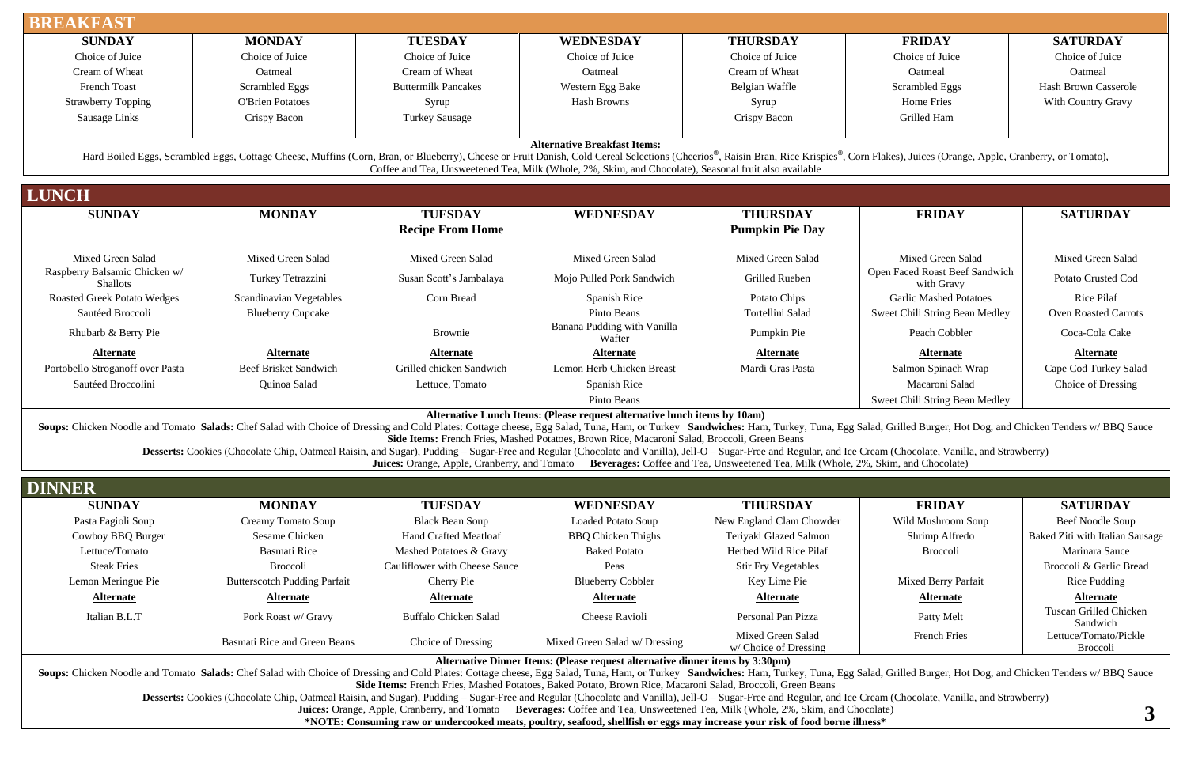## BREAKFAST

| SUNDAY | MONDAY | TUESDAY | WEDNESDAY | THURSDAY | FRIDAY | SATURDAY |
|---|---|---|---|---|---|---|
| Choice of Juice | Choice of Juice | Choice of Juice | Choice of Juice | Choice of Juice | Choice of Juice | Choice of Juice |
| Cream of Wheat | Oatmeal | Cream of Wheat | Oatmeal | Cream of Wheat | Oatmeal | Oatmeal |
| French Toast | Scrambled Eggs | Buttermilk Pancakes | Western Egg Bake | Belgian Waffle | Scrambled Eggs | Hash Brown Casserole |
| Strawberry Topping | O'Brien Potatoes | Syrup | Hash Browns | Syrup | Home Fries | With Country Gravy |
| Sausage Links | Crispy Bacon | Turkey Sausage | | Crispy Bacon | Grilled Ham | |

**Alternative Breakfast Items:**
Hard Boiled Eggs, Scrambled Eggs, Cottage Cheese, Muffins (Corn, Bran, or Blueberry), Cheese or Fruit Danish, Cold Cereal Selections (Cheerios®, Raisin Bran, Rice Krispies®, Corn Flakes), Juices (Orange, Apple, Cranberry, or Tomato), Coffee and Tea, Unsweetened Tea, Milk (Whole, 2%, Skim, and Chocolate), Seasonal fruit also available

## LUNCH

| SUNDAY | MONDAY | TUESDAY | WEDNESDAY | THURSDAY | FRIDAY | SATURDAY |
|---|---|---|---|---|---|---|
| | | **Recipe From Home** | | **Pumpkin Pie Day** | | |
| Mixed Green Salad | Mixed Green Salad | Mixed Green Salad | Mixed Green Salad | Mixed Green Salad | Mixed Green Salad | Mixed Green Salad |
| Raspberry Balsamic Chicken w/ Shallots | Turkey Tetrazzini | Susan Scott's Jambalaya | Mojo Pulled Pork Sandwich | Grilled Rueben | Open Faced Roast Beef Sandwich with Gravy | Potato Crusted Cod |
| Roasted Greek Potato Wedges | Scandinavian Vegetables | Corn Bread | Spanish Rice | Potato Chips | Garlic Mashed Potatoes | Rice Pilaf |
| Sautéed Broccoli | Blueberry Cupcake | | Pinto Beans | Tortellini Salad | Sweet Chili String Bean Medley | Oven Roasted Carrots |
| Rhubarb & Berry Pie | | Brownie | Banana Pudding with Vanilla Wafter | Pumpkin Pie | Peach Cobbler | Coca-Cola Cake |
| **Alternate** | **Alternate** | **Alternate** | **Alternate** | **Alternate** | **Alternate** | **Alternate** |
| Portobello Stroganoff over Pasta | Beef Brisket Sandwich | Grilled chicken Sandwich | Lemon Herb Chicken Breast | Mardi Gras Pasta | Salmon Spinach Wrap | Cape Cod Turkey Salad |
| Sautéed Broccolini | Quinoa Salad | Lettuce, Tomato | Spanish Rice | | Macaroni Salad | Choice of Dressing |
| | | | Pinto Beans | | Sweet Chili String Bean Medley | |

**Alternative Lunch Items: (Please request alternative lunch items by 10am)**
**Soups:** Chicken Noodle and Tomato **Salads:** Chef Salad with Choice of Dressing and Cold Plates: Cottage cheese, Egg Salad, Tuna, Ham, or Turkey **Sandwiches:** Ham, Turkey, Tuna, Egg Salad, Grilled Burger, Hot Dog, and Chicken Tenders w/ BBQ Sauce
**Side Items:** French Fries, Mashed Potatoes, Brown Rice, Macaroni Salad, Broccoli, Green Beans
**Desserts:** Cookies (Chocolate Chip, Oatmeal Raisin, and Sugar), Pudding – Sugar-Free and Regular (Chocolate and Vanilla), Jell-O – Sugar-Free and Regular, and Ice Cream (Chocolate, Vanilla, and Strawberry)
**Juices:** Orange, Apple, Cranberry, and Tomato **Beverages:** Coffee and Tea, Unsweetened Tea, Milk (Whole, 2%, Skim, and Chocolate)

## DINNER

| SUNDAY | MONDAY | TUESDAY | WEDNESDAY | THURSDAY | FRIDAY | SATURDAY |
|---|---|---|---|---|---|---|
| Pasta Fagioli Soup | Creamy Tomato Soup | Black Bean Soup | Loaded Potato Soup | New England Clam Chowder | Wild Mushroom Soup | Beef Noodle Soup |
| Cowboy BBQ Burger | Sesame Chicken | Hand Crafted Meatloaf | BBQ Chicken Thighs | Teriyaki Glazed Salmon | Shrimp Alfredo | Baked Ziti with Italian Sausage |
| Lettuce/Tomato | Basmati Rice | Mashed Potatoes & Gravy | Baked Potato | Herbed Wild Rice Pilaf | Broccoli | Marinara Sauce |
| Steak Fries | Broccoli | Cauliflower with Cheese Sauce | Peas | Stir Fry Vegetables | | Broccoli & Garlic Bread |
| Lemon Meringue Pie | Butterscotch Pudding Parfait | Cherry Pie | Blueberry Cobbler | Key Lime Pie | Mixed Berry Parfait | Rice Pudding |
| **Alternate** | **Alternate** | **Alternate** | **Alternate** | **Alternate** | **Alternate** | **Alternate** |
| Italian B.L.T | Pork Roast w/ Gravy | Buffalo Chicken Salad | Cheese Ravioli | Personal Pan Pizza | Patty Melt | Tuscan Grilled Chicken Sandwich |
| | Basmati Rice and Green Beans | Choice of Dressing | Mixed Green Salad w/ Dressing | Mixed Green Salad w/ Choice of Dressing | French Fries | Lettuce/Tomato/Pickle Broccoli |

**Alternative Dinner Items: (Please request alternative dinner items by 3:30pm)**
**Soups:** Chicken Noodle and Tomato **Salads:** Chef Salad with Choice of Dressing and Cold Plates: Cottage cheese, Egg Salad, Tuna, Ham, or Turkey **Sandwiches:** Ham, Turkey, Tuna, Egg Salad, Grilled Burger, Hot Dog, and Chicken Tenders w/ BBQ Sauce
**Side Items:** French Fries, Mashed Potatoes, Baked Potato, Brown Rice, Macaroni Salad, Broccoli, Green Beans
**Desserts:** Cookies (Chocolate Chip, Oatmeal Raisin, and Sugar), Pudding – Sugar-Free and Regular (Chocolate and Vanilla), Jell-O – Sugar-Free and Regular, and Ice Cream (Chocolate, Vanilla, and Strawberry)
**Juices:** Orange, Apple, Cranberry, and Tomato **Beverages:** Coffee and Tea, Unsweetened Tea, Milk (Whole, 2%, Skim, and Chocolate)
**\*NOTE: Consuming raw or undercooked meats, poultry, seafood, shellfish or eggs may increase your risk of food borne illness\***